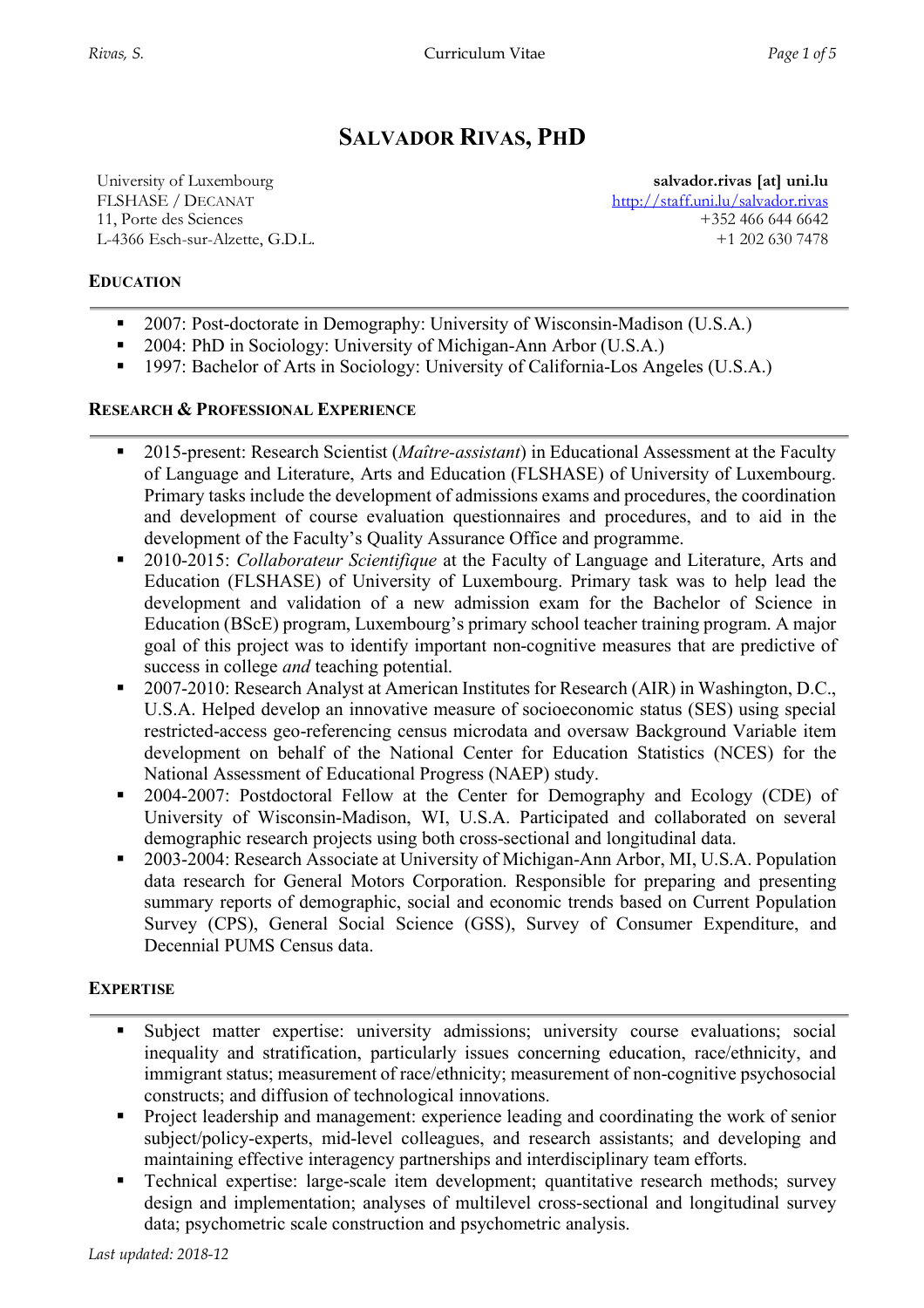# SALVADOR RIVAS, PHD

University of Luxembourg
FLSHASE / DECANAT
11, Porte des Sciences
L-4366 Esch-sur-Alzette, G.D.L.

**salvador.rivas [at] uni.lu**
http://staff.uni.lu/salvador.rivas
+352 466 644 6642
+1 202 630 7478

## EDUCATION

- 2007: Post-doctorate in Demography: University of Wisconsin-Madison (U.S.A.)
- 2004: PhD in Sociology: University of Michigan-Ann Arbor (U.S.A.)
- 1997: Bachelor of Arts in Sociology: University of California-Los Angeles (U.S.A.)

## RESEARCH & PROFESSIONAL EXPERIENCE

- 2015-present: Research Scientist (*Maître-assistant*) in Educational Assessment at the Faculty of Language and Literature, Arts and Education (FLSHASE) of University of Luxembourg. Primary tasks include the development of admissions exams and procedures, the coordination and development of course evaluation questionnaires and procedures, and to aid in the development of the Faculty's Quality Assurance Office and programme.
- 2010-2015: *Collaborateur Scientifique* at the Faculty of Language and Literature, Arts and Education (FLSHASE) of University of Luxembourg. Primary task was to help lead the development and validation of a new admission exam for the Bachelor of Science in Education (BScE) program, Luxembourg's primary school teacher training program. A major goal of this project was to identify important non-cognitive measures that are predictive of success in college *and* teaching potential.
- 2007-2010: Research Analyst at American Institutes for Research (AIR) in Washington, D.C., U.S.A. Helped develop an innovative measure of socioeconomic status (SES) using special restricted-access geo-referencing census microdata and oversaw Background Variable item development on behalf of the National Center for Education Statistics (NCES) for the National Assessment of Educational Progress (NAEP) study.
- 2004-2007: Postdoctoral Fellow at the Center for Demography and Ecology (CDE) of University of Wisconsin-Madison, WI, U.S.A. Participated and collaborated on several demographic research projects using both cross-sectional and longitudinal data.
- 2003-2004: Research Associate at University of Michigan-Ann Arbor, MI, U.S.A. Population data research for General Motors Corporation. Responsible for preparing and presenting summary reports of demographic, social and economic trends based on Current Population Survey (CPS), General Social Science (GSS), Survey of Consumer Expenditure, and Decennial PUMS Census data.

## EXPERTISE

- Subject matter expertise: university admissions; university course evaluations; social inequality and stratification, particularly issues concerning education, race/ethnicity, and immigrant status; measurement of race/ethnicity; measurement of non-cognitive psychosocial constructs; and diffusion of technological innovations.
- Project leadership and management: experience leading and coordinating the work of senior subject/policy-experts, mid-level colleagues, and research assistants; and developing and maintaining effective interagency partnerships and interdisciplinary team efforts.
- Technical expertise: large-scale item development; quantitative research methods; survey design and implementation; analyses of multilevel cross-sectional and longitudinal survey data; psychometric scale construction and psychometric analysis.

*Last updated: 2018-12*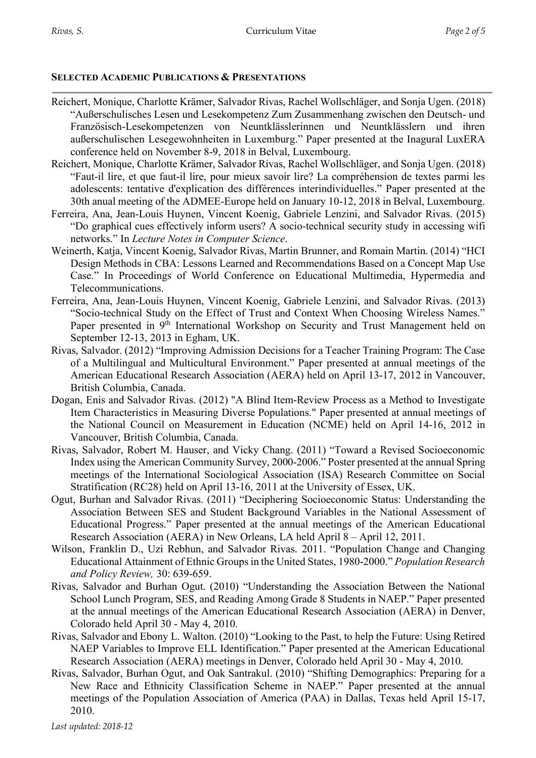## SELECTED ACADEMIC PUBLICATIONS & PRESENTATIONS

Reichert, Monique, Charlotte Krämer, Salvador Rivas, Rachel Wollschläger, and Sonja Ugen. (2018) "Außerschulisches Lesen und Lesekompetenz Zum Zusammenhang zwischen den Deutsch- und Französisch-Lesekompetenzen von Neuntklässlerinnen und Neuntklässlern und ihren außerschulischen Lesegewohnheiten in Luxemburg." Paper presented at the Inagural LuxERA conference held on November 8-9, 2018 in Belval, Luxembourg.

Reichert, Monique, Charlotte Krämer, Salvador Rivas, Rachel Wollschläger, and Sonja Ugen. (2018) "Faut-il lire, et que faut-il lire, pour mieux savoir lire? La compréhension de textes parmi les adolescents: tentative d'explication des différences interindividuelles." Paper presented at the 30th anual meeting of the ADMEE-Europe held on January 10-12, 2018 in Belval, Luxembourg.

Ferreira, Ana, Jean-Louis Huynen, Vincent Koenig, Gabriele Lenzini, and Salvador Rivas. (2015) "Do graphical cues effectively inform users? A socio-technical security study in accessing wifi networks." In *Lecture Notes in Computer Science*.

Weinerth, Katja, Vincent Koenig, Salvador Rivas, Martin Brunner, and Romain Martin. (2014) "HCI Design Methods in CBA: Lessons Learned and Recommendations Based on a Concept Map Use Case." In Proceedings of World Conference on Educational Multimedia, Hypermedia and Telecommunications.

Ferreira, Ana, Jean-Louis Huynen, Vincent Koenig, Gabriele Lenzini, and Salvador Rivas. (2013) "Socio-technical Study on the Effect of Trust and Context When Choosing Wireless Names." Paper presented in 9th International Workshop on Security and Trust Management held on September 12-13, 2013 in Egham, UK.

Rivas, Salvador. (2012) "Improving Admission Decisions for a Teacher Training Program: The Case of a Multilingual and Multicultural Environment." Paper presented at annual meetings of the American Educational Research Association (AERA) held on April 13-17, 2012 in Vancouver, British Columbia, Canada.

Dogan, Enis and Salvador Rivas. (2012) "A Blind Item-Review Process as a Method to Investigate Item Characteristics in Measuring Diverse Populations." Paper presented at annual meetings of the National Council on Measurement in Education (NCME) held on April 14-16, 2012 in Vancouver, British Columbia, Canada.

Rivas, Salvador, Robert M. Hauser, and Vicky Chang. (2011) "Toward a Revised Socioeconomic Index using the American Community Survey, 2000-2006." Poster presented at the annual Spring meetings of the International Sociological Association (ISA) Research Committee on Social Stratification (RC28) held on April 13-16, 2011 at the University of Essex, UK.

Ogut, Burhan and Salvador Rivas. (2011) "Deciphering Socioeconomic Status: Understanding the Association Between SES and Student Background Variables in the National Assessment of Educational Progress." Paper presented at the annual meetings of the American Educational Research Association (AERA) in New Orleans, LA held April 8 – April 12, 2011.

Wilson, Franklin D., Uzi Rebhun, and Salvador Rivas. 2011. "Population Change and Changing Educational Attainment of Ethnic Groups in the United States, 1980-2000." *Population Research and Policy Review,* 30: 639-659.

Rivas, Salvador and Burhan Ogut. (2010) "Understanding the Association Between the National School Lunch Program, SES, and Reading Among Grade 8 Students in NAEP." Paper presented at the annual meetings of the American Educational Research Association (AERA) in Denver, Colorado held April 30 - May 4, 2010.

Rivas, Salvador and Ebony L. Walton. (2010) "Looking to the Past, to help the Future: Using Retired NAEP Variables to Improve ELL Identification." Paper presented at the American Educational Research Association (AERA) meetings in Denver, Colorado held April 30 - May 4, 2010.

Rivas, Salvador, Burhan Ogut, and Oak Santrakul. (2010) "Shifting Demographics: Preparing for a New Race and Ethnicity Classification Scheme in NAEP." Paper presented at the annual meetings of the Population Association of America (PAA) in Dallas, Texas held April 15-17, 2010.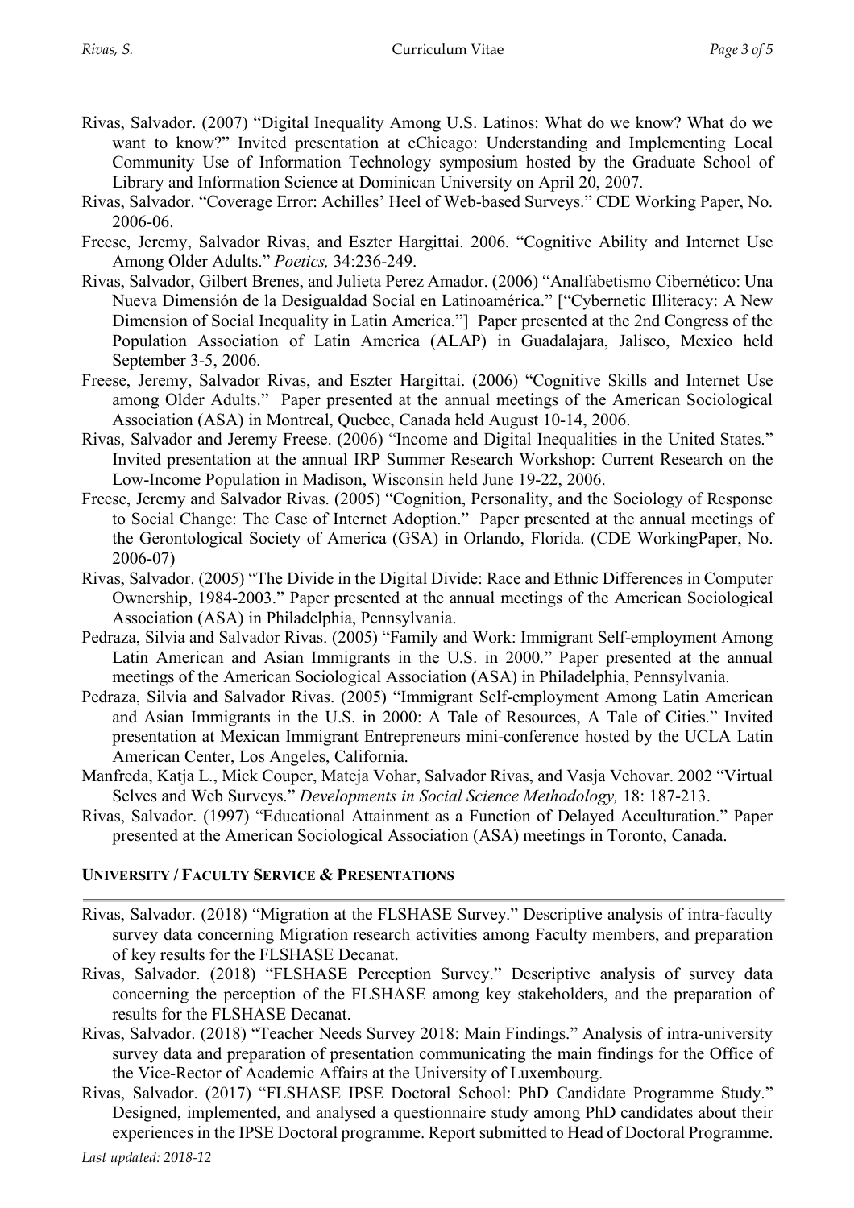Rivas, Salvador. (2007) "Digital Inequality Among U.S. Latinos: What do we know? What do we want to know?" Invited presentation at eChicago: Understanding and Implementing Local Community Use of Information Technology symposium hosted by the Graduate School of Library and Information Science at Dominican University on April 20, 2007.

Rivas, Salvador. "Coverage Error: Achilles' Heel of Web-based Surveys." CDE Working Paper, No. 2006-06.

Freese, Jeremy, Salvador Rivas, and Eszter Hargittai. 2006. "Cognitive Ability and Internet Use Among Older Adults." *Poetics,* 34:236-249.

Rivas, Salvador, Gilbert Brenes, and Julieta Perez Amador. (2006) "Analfabetismo Cibernético: Una Nueva Dimensión de la Desigualdad Social en Latinoamérica." ["Cybernetic Illiteracy: A New Dimension of Social Inequality in Latin America."] Paper presented at the 2nd Congress of the Population Association of Latin America (ALAP) in Guadalajara, Jalisco, Mexico held September 3-5, 2006.

Freese, Jeremy, Salvador Rivas, and Eszter Hargittai. (2006) "Cognitive Skills and Internet Use among Older Adults." Paper presented at the annual meetings of the American Sociological Association (ASA) in Montreal, Quebec, Canada held August 10-14, 2006.

Rivas, Salvador and Jeremy Freese. (2006) "Income and Digital Inequalities in the United States." Invited presentation at the annual IRP Summer Research Workshop: Current Research on the Low-Income Population in Madison, Wisconsin held June 19-22, 2006.

Freese, Jeremy and Salvador Rivas. (2005) "Cognition, Personality, and the Sociology of Response to Social Change: The Case of Internet Adoption." Paper presented at the annual meetings of the Gerontological Society of America (GSA) in Orlando, Florida. (CDE WorkingPaper, No. 2006-07)

Rivas, Salvador. (2005) "The Divide in the Digital Divide: Race and Ethnic Differences in Computer Ownership, 1984-2003." Paper presented at the annual meetings of the American Sociological Association (ASA) in Philadelphia, Pennsylvania.

Pedraza, Silvia and Salvador Rivas. (2005) "Family and Work: Immigrant Self-employment Among Latin American and Asian Immigrants in the U.S. in 2000." Paper presented at the annual meetings of the American Sociological Association (ASA) in Philadelphia, Pennsylvania.

Pedraza, Silvia and Salvador Rivas. (2005) "Immigrant Self-employment Among Latin American and Asian Immigrants in the U.S. in 2000: A Tale of Resources, A Tale of Cities." Invited presentation at Mexican Immigrant Entrepreneurs mini-conference hosted by the UCLA Latin American Center, Los Angeles, California.

Manfreda, Katja L., Mick Couper, Mateja Vohar, Salvador Rivas, and Vasja Vehovar. 2002 "Virtual Selves and Web Surveys." *Developments in Social Science Methodology,* 18: 187-213.

Rivas, Salvador. (1997) "Educational Attainment as a Function of Delayed Acculturation." Paper presented at the American Sociological Association (ASA) meetings in Toronto, Canada.

## University / Faculty Service & Presentations

Rivas, Salvador. (2018) "Migration at the FLSHASE Survey." Descriptive analysis of intra-faculty survey data concerning Migration research activities among Faculty members, and preparation of key results for the FLSHASE Decanat.

Rivas, Salvador. (2018) "FLSHASE Perception Survey." Descriptive analysis of survey data concerning the perception of the FLSHASE among key stakeholders, and the preparation of results for the FLSHASE Decanat.

Rivas, Salvador. (2018) "Teacher Needs Survey 2018: Main Findings." Analysis of intra-university survey data and preparation of presentation communicating the main findings for the Office of the Vice-Rector of Academic Affairs at the University of Luxembourg.

Rivas, Salvador. (2017) "FLSHASE IPSE Doctoral School: PhD Candidate Programme Study." Designed, implemented, and analysed a questionnaire study among PhD candidates about their experiences in the IPSE Doctoral programme. Report submitted to Head of Doctoral Programme.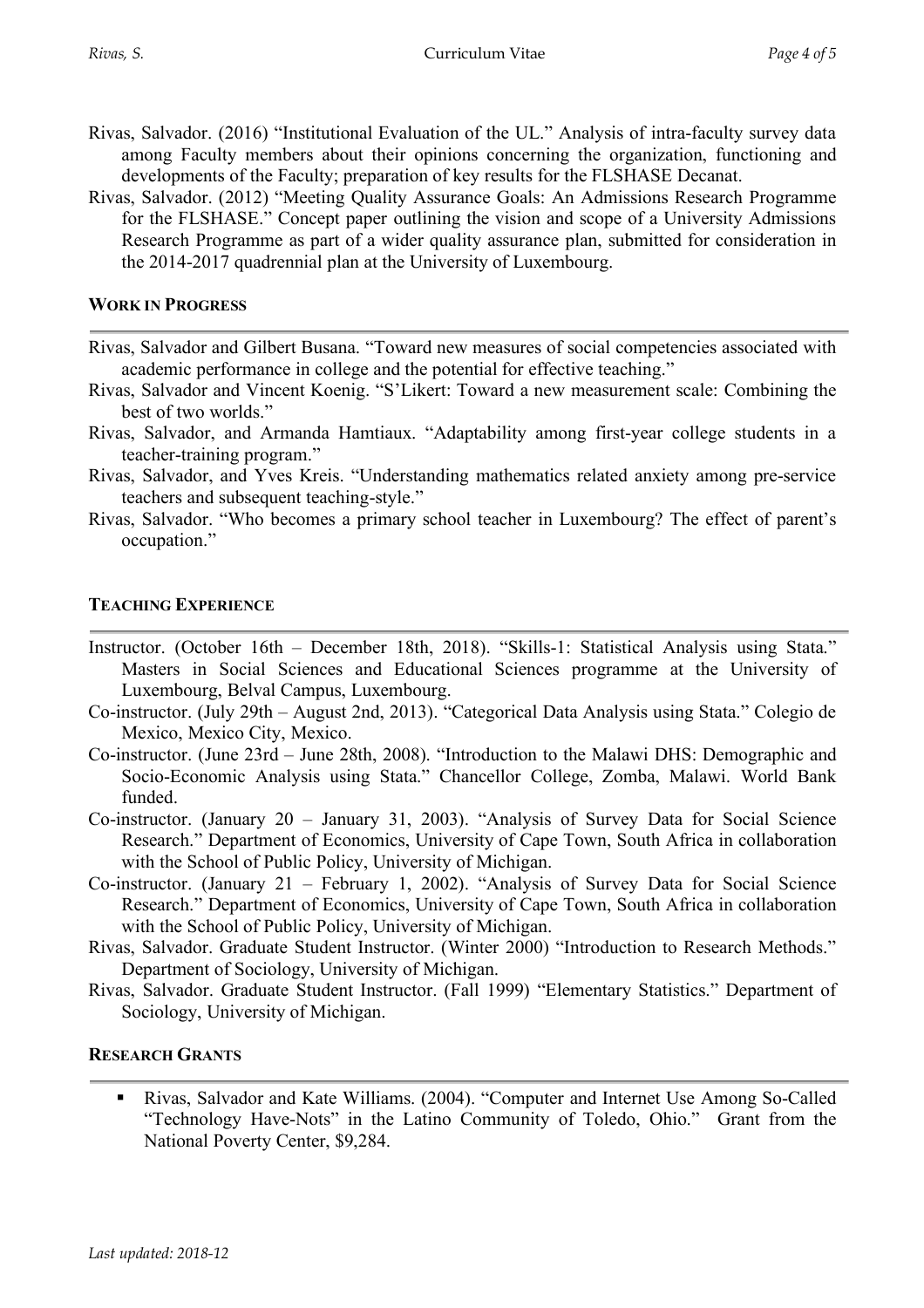Rivas, Salvador. (2016) "Institutional Evaluation of the UL." Analysis of intra-faculty survey data among Faculty members about their opinions concerning the organization, functioning and developments of the Faculty; preparation of key results for the FLSHASE Decanat.

Rivas, Salvador. (2012) "Meeting Quality Assurance Goals: An Admissions Research Programme for the FLSHASE." Concept paper outlining the vision and scope of a University Admissions Research Programme as part of a wider quality assurance plan, submitted for consideration in the 2014-2017 quadrennial plan at the University of Luxembourg.

## WORK IN PROGRESS

Rivas, Salvador and Gilbert Busana. "Toward new measures of social competencies associated with academic performance in college and the potential for effective teaching."

Rivas, Salvador and Vincent Koenig. "S'Likert: Toward a new measurement scale: Combining the best of two worlds."

Rivas, Salvador, and Armanda Hamtiaux. "Adaptability among first-year college students in a teacher-training program."

Rivas, Salvador, and Yves Kreis. "Understanding mathematics related anxiety among pre-service teachers and subsequent teaching-style."

Rivas, Salvador. "Who becomes a primary school teacher in Luxembourg? The effect of parent's occupation."

## TEACHING EXPERIENCE

Instructor. (October 16th – December 18th, 2018). "Skills-1: Statistical Analysis using Stata." Masters in Social Sciences and Educational Sciences programme at the University of Luxembourg, Belval Campus, Luxembourg.

Co-instructor. (July 29th – August 2nd, 2013). "Categorical Data Analysis using Stata." Colegio de Mexico, Mexico City, Mexico.

Co-instructor. (June 23rd – June 28th, 2008). "Introduction to the Malawi DHS: Demographic and Socio-Economic Analysis using Stata." Chancellor College, Zomba, Malawi. World Bank funded.

Co-instructor. (January 20 – January 31, 2003). "Analysis of Survey Data for Social Science Research." Department of Economics, University of Cape Town, South Africa in collaboration with the School of Public Policy, University of Michigan.

Co-instructor. (January 21 – February 1, 2002). "Analysis of Survey Data for Social Science Research." Department of Economics, University of Cape Town, South Africa in collaboration with the School of Public Policy, University of Michigan.

Rivas, Salvador. Graduate Student Instructor. (Winter 2000) "Introduction to Research Methods." Department of Sociology, University of Michigan.

Rivas, Salvador. Graduate Student Instructor. (Fall 1999) "Elementary Statistics." Department of Sociology, University of Michigan.

## RESEARCH GRANTS

- Rivas, Salvador and Kate Williams. (2004). "Computer and Internet Use Among So-Called "Technology Have-Nots" in the Latino Community of Toledo, Ohio." Grant from the National Poverty Center, $9,284.

*Last updated: 2018-12*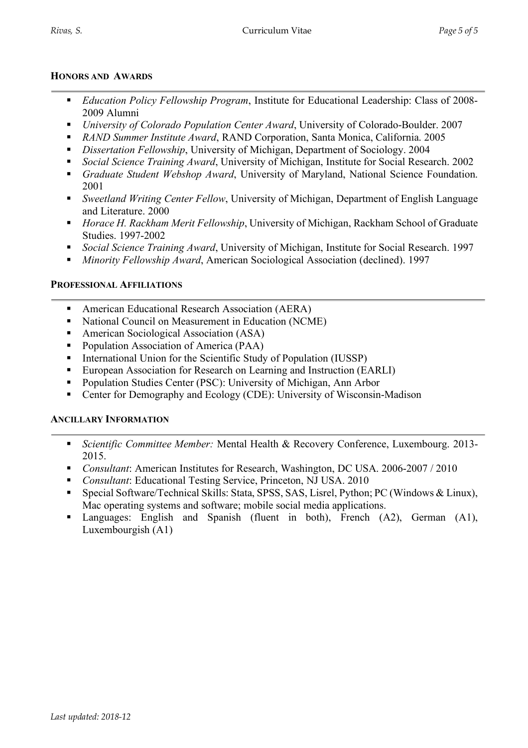## Honors and Awards

- *Education Policy Fellowship Program*, Institute for Educational Leadership: Class of 2008-2009 Alumni
- *University of Colorado Population Center Award*, University of Colorado-Boulder. 2007
- *RAND Summer Institute Award*, RAND Corporation, Santa Monica, California. 2005
- *Dissertation Fellowship*, University of Michigan, Department of Sociology. 2004
- *Social Science Training Award*, University of Michigan, Institute for Social Research. 2002
- *Graduate Student Webshop Award*, University of Maryland, National Science Foundation. 2001
- *Sweetland Writing Center Fellow*, University of Michigan, Department of English Language and Literature. 2000
- *Horace H. Rackham Merit Fellowship*, University of Michigan, Rackham School of Graduate Studies. 1997-2002
- *Social Science Training Award*, University of Michigan, Institute for Social Research. 1997
- *Minority Fellowship Award*, American Sociological Association (declined). 1997

## Professional Affiliations

- American Educational Research Association (AERA)
- National Council on Measurement in Education (NCME)
- American Sociological Association (ASA)
- Population Association of America (PAA)
- International Union for the Scientific Study of Population (IUSSP)
- European Association for Research on Learning and Instruction (EARLI)
- Population Studies Center (PSC): University of Michigan, Ann Arbor
- Center for Demography and Ecology (CDE): University of Wisconsin-Madison

## Ancillary Information

- *Scientific Committee Member:* Mental Health & Recovery Conference, Luxembourg. 2013-2015.
- *Consultant*: American Institutes for Research, Washington, DC USA. 2006-2007 / 2010
- *Consultant*: Educational Testing Service, Princeton, NJ USA. 2010
- Special Software/Technical Skills: Stata, SPSS, SAS, Lisrel, Python; PC (Windows & Linux), Mac operating systems and software; mobile social media applications.
- Languages: English and Spanish (fluent in both), French (A2), German (A1), Luxembourgish (A1)

*Last updated: 2018-12*